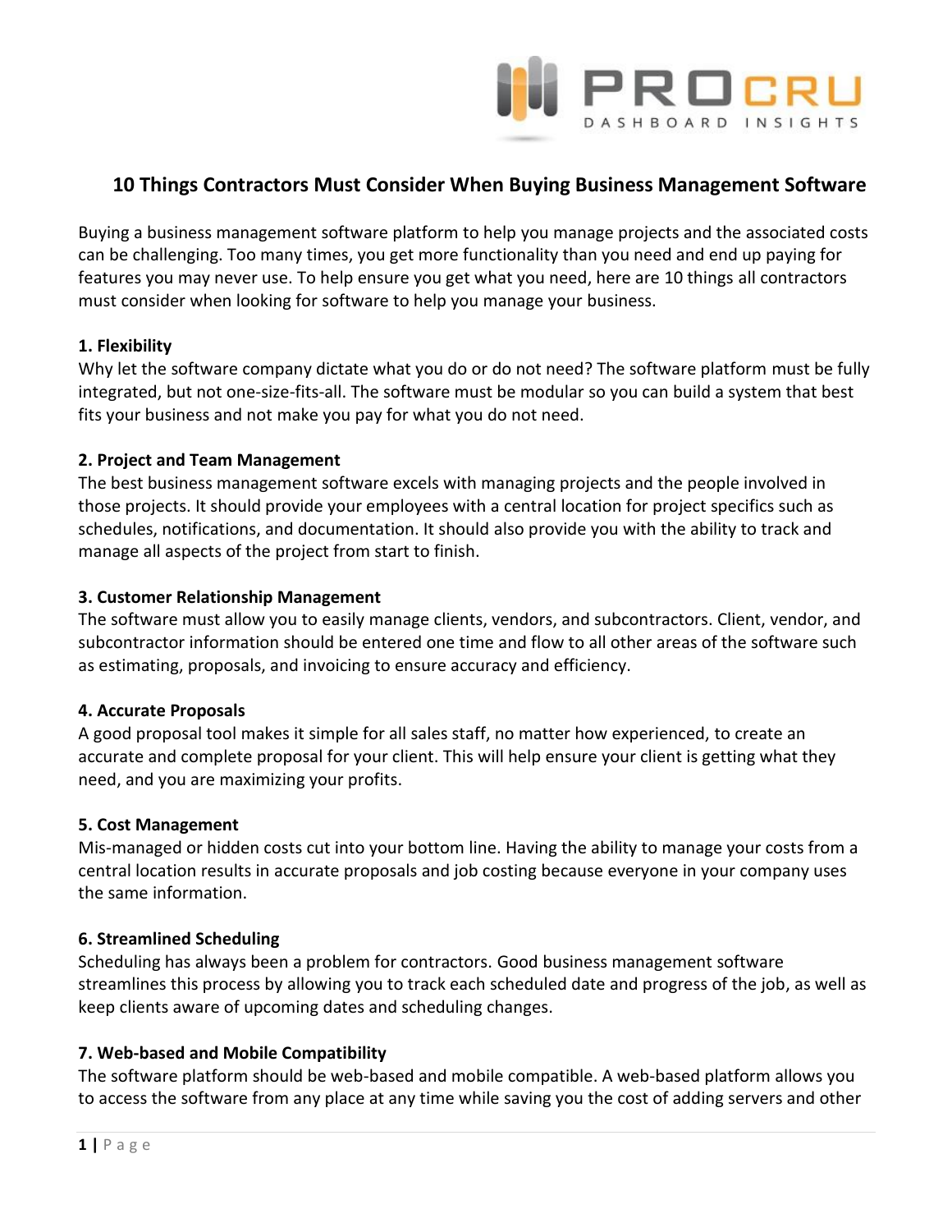# 10 Things Contractors Must Consider When Buying Business Management Software

Buying a business management software platform to help you manage projects and the associated costs can be challenging. Too many times, you get more functionality than you need and end up paying for features you may never use. To help ensure you get what you need, here are 10 things all contractors must consider when looking for software to help you manage your business.

**1. Flexibility**
Why let the software company dictate what you do or do not need? The software platform must be fully integrated, but not one-size-fits-all. The software must be modular so you can build a system that best fits your business and not make you pay for what you do not need.

**2. Project and Team Management**
The best business management software excels with managing projects and the people involved in those projects. It should provide your employees with a central location for project specifics such as schedules, notifications, and documentation. It should also provide you with the ability to track and manage all aspects of the project from start to finish.

**3. Customer Relationship Management**
The software must allow you to easily manage clients, vendors, and subcontractors. Client, vendor, and subcontractor information should be entered one time and flow to all other areas of the software such as estimating, proposals, and invoicing to ensure accuracy and efficiency.

**4. Accurate Proposals**
A good proposal tool makes it simple for all sales staff, no matter how experienced, to create an accurate and complete proposal for your client. This will help ensure your client is getting what they need, and you are maximizing your profits.

**5. Cost Management**
Mis-managed or hidden costs cut into your bottom line. Having the ability to manage your costs from a central location results in accurate proposals and job costing because everyone in your company uses the same information.

**6. Streamlined Scheduling**
Scheduling has always been a problem for contractors. Good business management software streamlines this process by allowing you to track each scheduled date and progress of the job, as well as keep clients aware of upcoming dates and scheduling changes.

**7. Web-based and Mobile Compatibility**
The software platform should be web-based and mobile compatible. A web-based platform allows you to access the software from any place at any time while saving you the cost of adding servers and other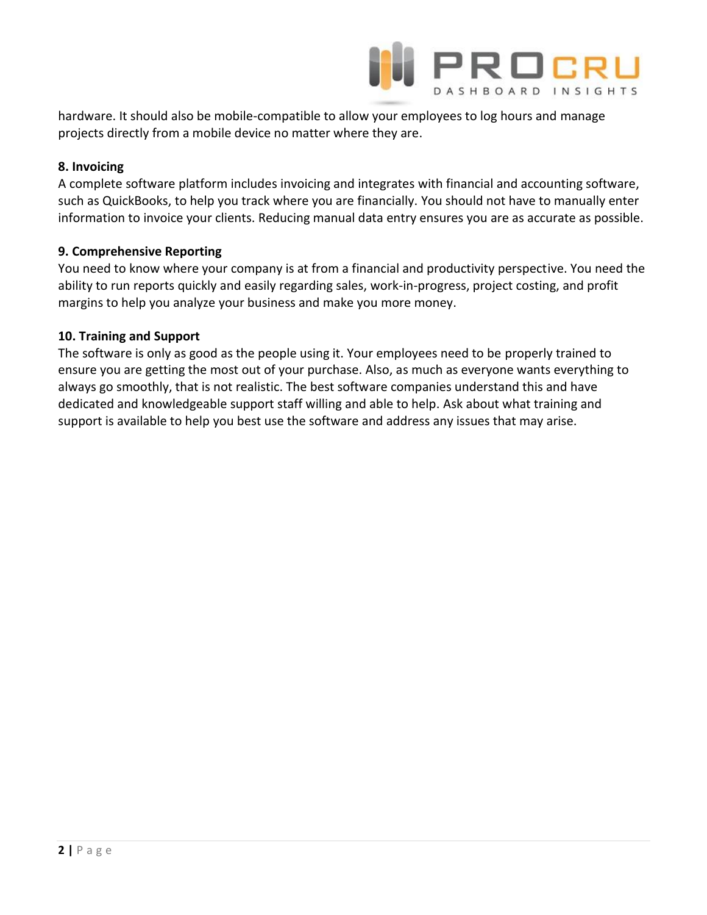hardware. It should also be mobile-compatible to allow your employees to log hours and manage projects directly from a mobile device no matter where they are.

**8. Invoicing**

A complete software platform includes invoicing and integrates with financial and accounting software, such as QuickBooks, to help you track where you are financially. You should not have to manually enter information to invoice your clients. Reducing manual data entry ensures you are as accurate as possible.

**9. Comprehensive Reporting**

You need to know where your company is at from a financial and productivity perspective. You need the ability to run reports quickly and easily regarding sales, work-in-progress, project costing, and profit margins to help you analyze your business and make you more money.

**10. Training and Support**

The software is only as good as the people using it. Your employees need to be properly trained to ensure you are getting the most out of your purchase. Also, as much as everyone wants everything to always go smoothly, that is not realistic. The best software companies understand this and have dedicated and knowledgeable support staff willing and able to help. Ask about what training and support is available to help you best use the software and address any issues that may arise.